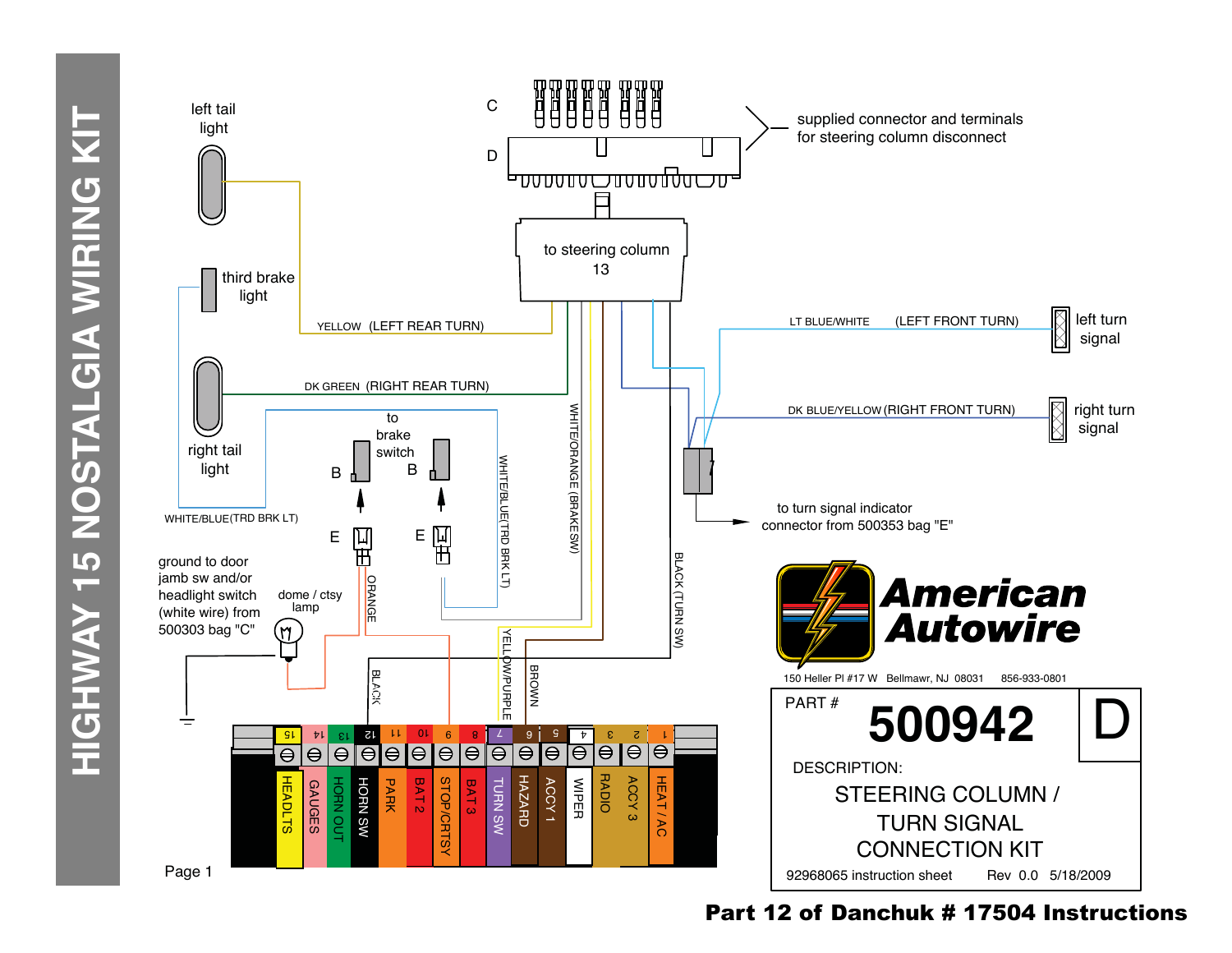# HIGHWAY 15 NOSTALGIA WIRING KIT

left tail light

third brake light

right tail light

YELLOW (LEFT REAR TURN)

DK GREEN (RIGHT REAR TURN)

WHITE/BLUE(TRD BRK LT)

to brake switch

B B

E E

C

D

supplied connector and terminals for steering column disconnect

to steering column 13

LT BLUE/WHITE (LEFT FRONT TURN)

left turn signal

DK BLUE/YELLOW (RIGHT FRONT TURN)

right turn signal

to turn signal indicator connector from 500353 bag "E"

WHITE/BLUE(TRD BRK LT)

WHITE/ORANGE (BRAKE SW)

BLACK (TURN SW)

ground to door jamb sw and/or headlight switch (white wire) from 500303 bag "C"

dome / ctsy lamp

ORANGE

BLACK

YELLOW/PURPLE

BROWN

| 15 | 14 | 13 | 12 | 11 | 10 | 9 | 8 | 7 | 6 | 5 | 4 | 3 | 2 | 1 |
|---|---|---|---|---|---|---|---|---|---|---|---|---|---|---|
| HEADLTS | GAUGES | HORN OUT | HORN SW | PARK | BAT 2 | STOP/CRTSY | BAT 3 | TURN SW | HAZARD | ACCY 1 | WIPER | RADIO | ACCY 3 | HEAT / AC |

**American Autowire**

150 Heller Pl #17 W Bellmawr, NJ 08031 856-933-0801

PART # **500942** D

DESCRIPTION:

STEERING COLUMN / TURN SIGNAL CONNECTION KIT

92968065 instruction sheet Rev 0.0 5/18/2009

**Part 12 of Danchuk # 17504 Instructions**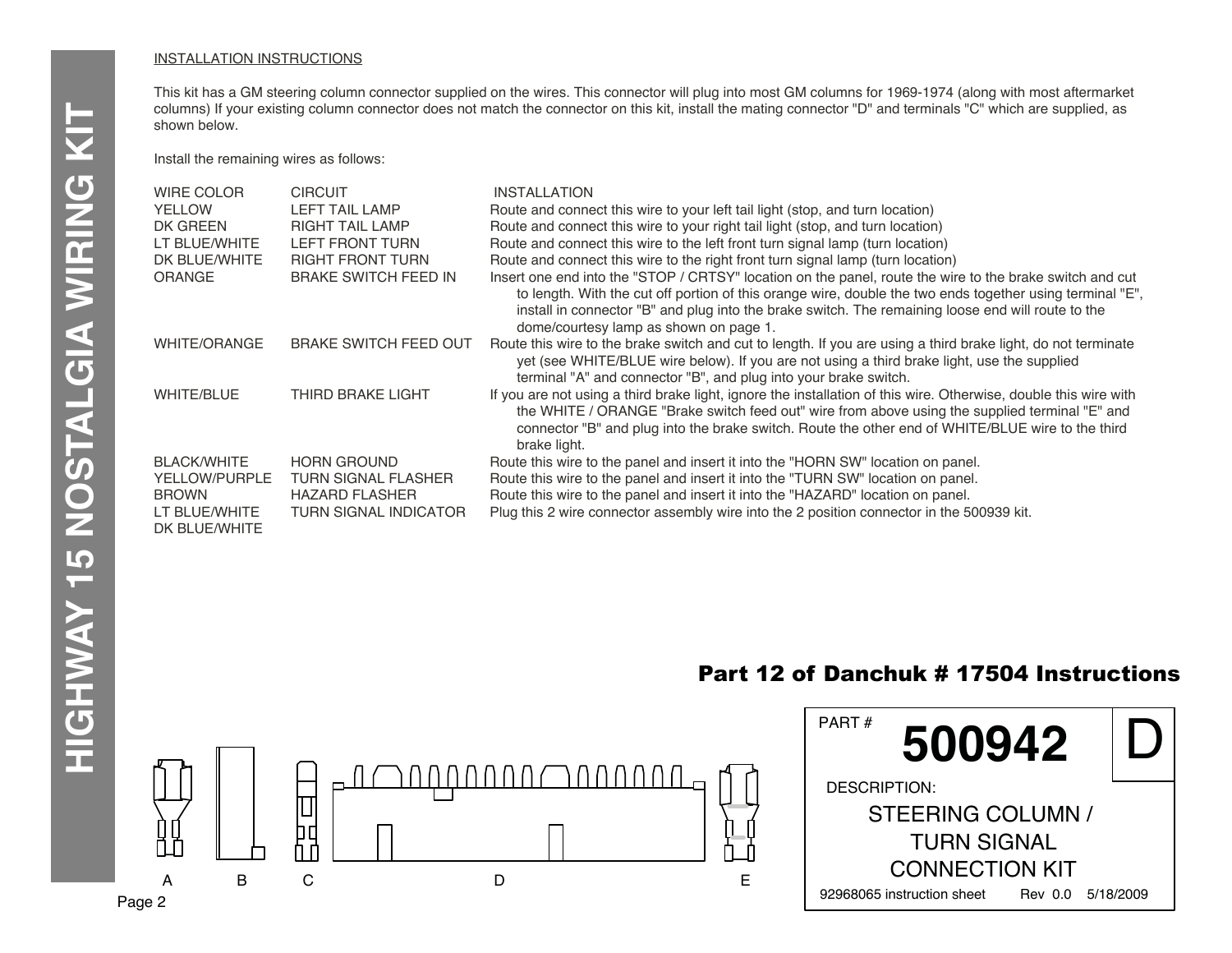INSTALLATION INSTRUCTIONS

This kit has a GM steering column connector supplied on the wires. This connector will plug into most GM columns for 1969-1974 (along with most aftermarket columns) If your existing column connector does not match the connector on this kit, install the mating connector "D" and terminals "C" which are supplied, as shown below.

Install the remaining wires as follows:

| WIRE COLOR | CIRCUIT | INSTALLATION |
|---|---|---|
| YELLOW | LEFT TAIL LAMP | Route and connect this wire to your left tail light (stop, and turn location) |
| DK GREEN | RIGHT TAIL LAMP | Route and connect this wire to your right tail light (stop, and turn location) |
| LT BLUE/WHITE | LEFT FRONT TURN | Route and connect this wire to the left front turn signal lamp (turn location) |
| DK BLUE/WHITE | RIGHT FRONT TURN | Route and connect this wire to the right front turn signal lamp (turn location) |
| ORANGE | BRAKE SWITCH FEED IN | Insert one end into the "STOP / CRTSY" location on the panel, route the wire to the brake switch and cut to length. With the cut off portion of this orange wire, double the two ends together using terminal "E", install in connector "B" and plug into the brake switch. The remaining loose end will route to the dome/courtesy lamp as shown on page 1. |
| WHITE/ORANGE | BRAKE SWITCH FEED OUT | Route this wire to the brake switch and cut to length. If you are using a third brake light, do not terminate yet (see WHITE/BLUE wire below). If you are not using a third brake light, use the supplied terminal "A" and connector "B", and plug into your brake switch. |
| WHITE/BLUE | THIRD BRAKE LIGHT | If you are not using a third brake light, ignore the installation of this wire. Otherwise, double this wire with the WHITE / ORANGE "Brake switch feed out" wire from above using the supplied terminal "E" and connector "B" and plug into the brake switch. Route the other end of WHITE/BLUE wire to the third brake light. |
| BLACK/WHITE | HORN GROUND | Route this wire to the panel and insert it into the "HORN SW" location on panel. |
| YELLOW/PURPLE | TURN SIGNAL FLASHER | Route this wire to the panel and insert it into the "TURN SW" location on panel. |
| BROWN | HAZARD FLASHER | Route this wire to the panel and insert it into the "HAZARD" location on panel. |
| LT BLUE/WHITE<br>DK BLUE/WHITE | TURN SIGNAL INDICATOR | Plug this 2 wire connector assembly wire into the 2 position connector in the 500939 kit. |

A B C D E

**Part 12 of Danchuk # 17504 Instructions**

PART # **500942** D

DESCRIPTION:

STEERING COLUMN / TURN SIGNAL CONNECTION KIT

92968065 instruction sheet Rev 0.0 5/18/2009